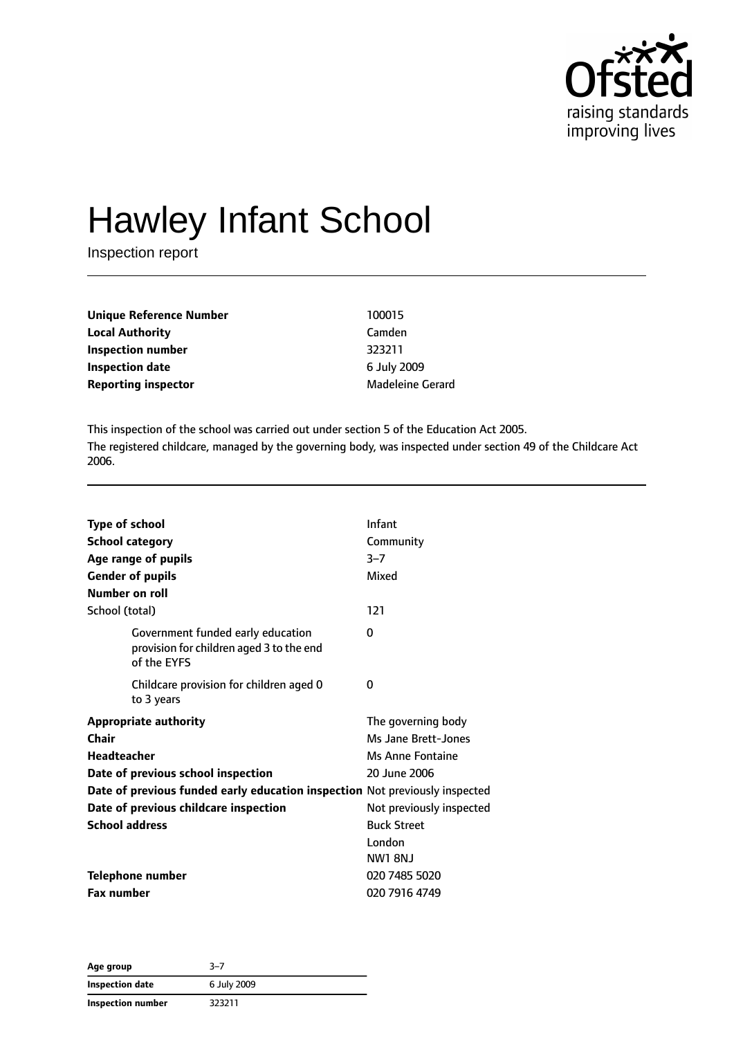# Hawley Infant School

Inspection report

| | |
|---|---|
| **Unique Reference Number** | 100015 |
| **Local Authority** | Camden |
| **Inspection number** | 323211 |
| **Inspection date** | 6 July 2009 |
| **Reporting inspector** | Madeleine Gerard |

This inspection of the school was carried out under section 5 of the Education Act 2005.

The registered childcare, managed by the governing body, was inspected under section 49 of the Childcare Act 2006.

| | |
|---|---|
| **Type of school** | Infant |
| **School category** | Community |
| **Age range of pupils** | 3–7 |
| **Gender of pupils** | Mixed |
| **Number on roll** | |
| School (total) | 121 |
| Government funded early education provision for children aged 3 to the end of the EYFS | 0 |
| Childcare provision for children aged 0 to 3 years | 0 |
| **Appropriate authority** | The governing body |
| **Chair** | Ms Jane Brett-Jones |
| **Headteacher** | Ms Anne Fontaine |
| **Date of previous school inspection** | 20 June 2006 |
| **Date of previous funded early education inspection** | Not previously inspected |
| **Date of previous childcare inspection** | Not previously inspected |
| **School address** | Buck Street<br>London<br>NW1 8NJ |
| **Telephone number** | 020 7485 5020 |
| **Fax number** | 020 7916 4749 |

| | |
|---|---|
| **Age group** | 3–7 |
| **Inspection date** | 6 July 2009 |
| **Inspection number** | 323211 |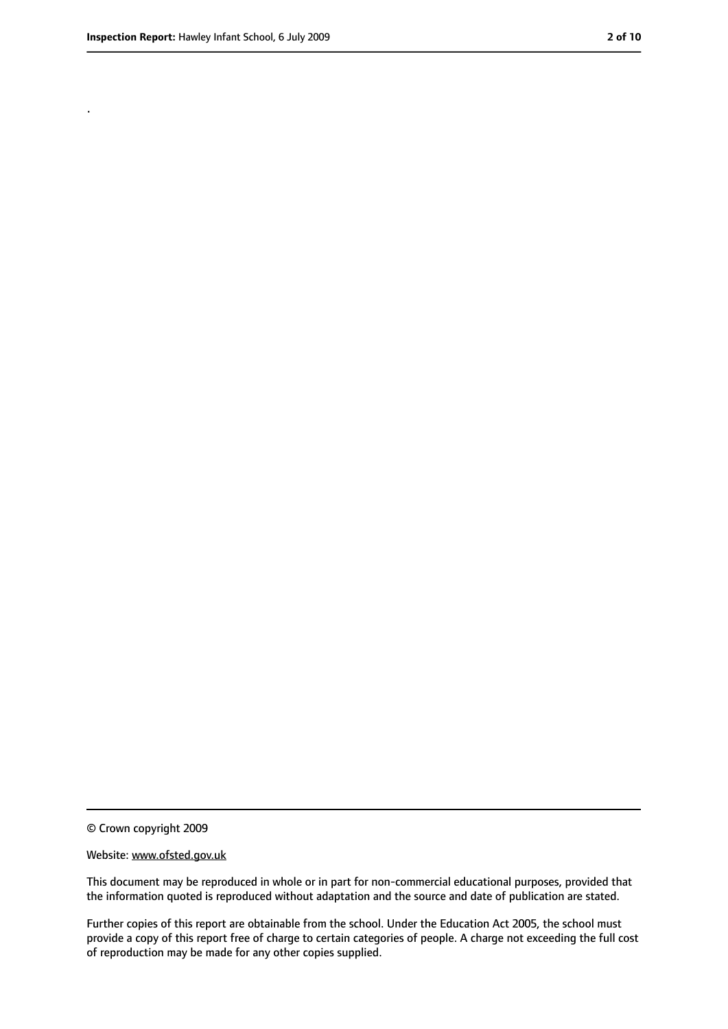.

© Crown copyright 2009

Website: www.ofsted.gov.uk

This document may be reproduced in whole or in part for non-commercial educational purposes, provided that the information quoted is reproduced without adaptation and the source and date of publication are stated.

Further copies of this report are obtainable from the school. Under the Education Act 2005, the school must provide a copy of this report free of charge to certain categories of people. A charge not exceeding the full cost of reproduction may be made for any other copies supplied.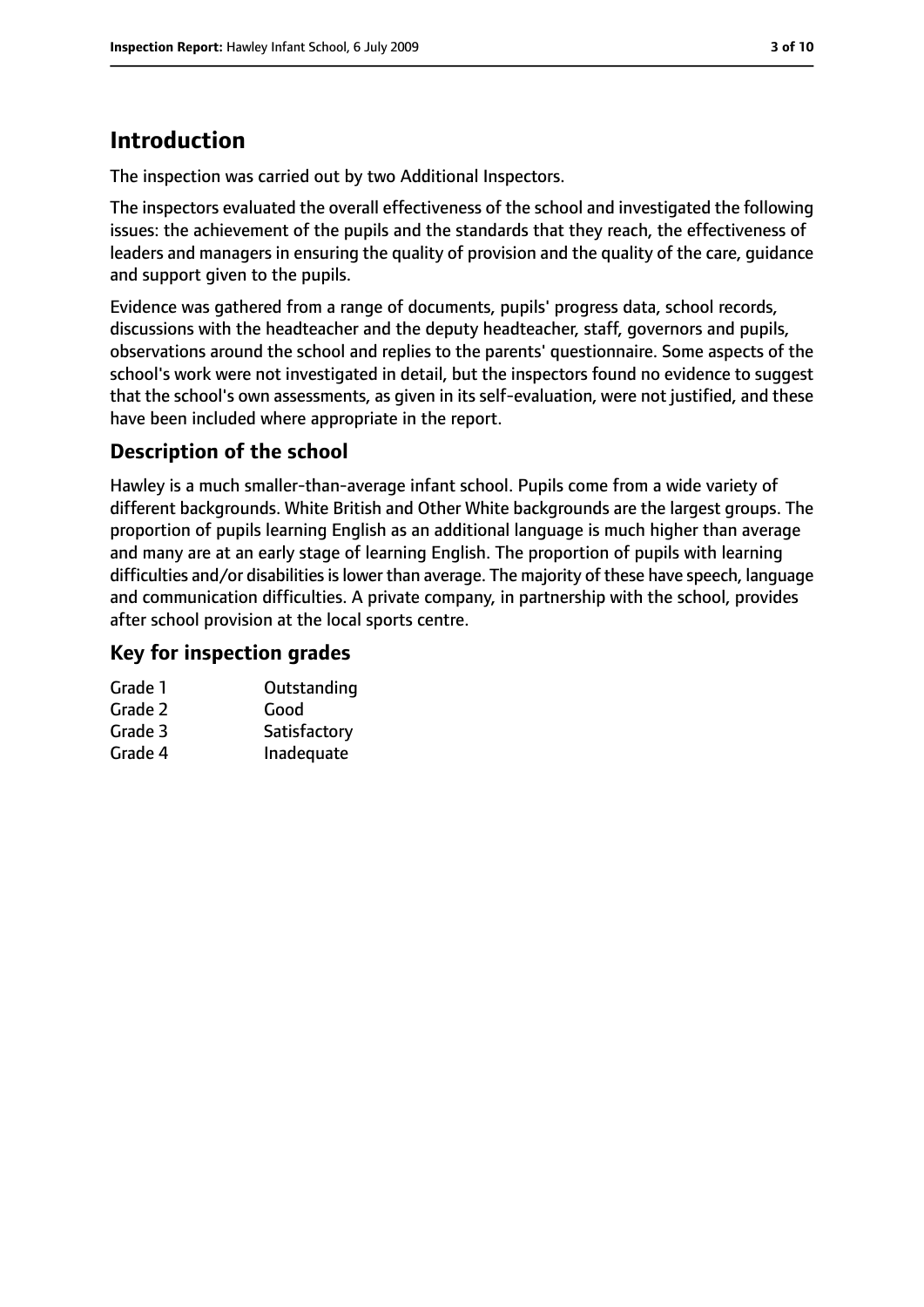# Introduction

The inspection was carried out by two Additional Inspectors.

The inspectors evaluated the overall effectiveness of the school and investigated the following issues: the achievement of the pupils and the standards that they reach, the effectiveness of leaders and managers in ensuring the quality of provision and the quality of the care, guidance and support given to the pupils.

Evidence was gathered from a range of documents, pupils' progress data, school records, discussions with the headteacher and the deputy headteacher, staff, governors and pupils, observations around the school and replies to the parents' questionnaire. Some aspects of the school's work were not investigated in detail, but the inspectors found no evidence to suggest that the school's own assessments, as given in its self-evaluation, were not justified, and these have been included where appropriate in the report.

## Description of the school

Hawley is a much smaller-than-average infant school. Pupils come from a wide variety of different backgrounds. White British and Other White backgrounds are the largest groups. The proportion of pupils learning English as an additional language is much higher than average and many are at an early stage of learning English. The proportion of pupils with learning difficulties and/or disabilities is lower than average. The majority of these have speech, language and communication difficulties. A private company, in partnership with the school, provides after school provision at the local sports centre.

## Key for inspection grades

| | |
|---|---|
| Grade 1 | Outstanding |
| Grade 2 | Good |
| Grade 3 | Satisfactory |
| Grade 4 | Inadequate |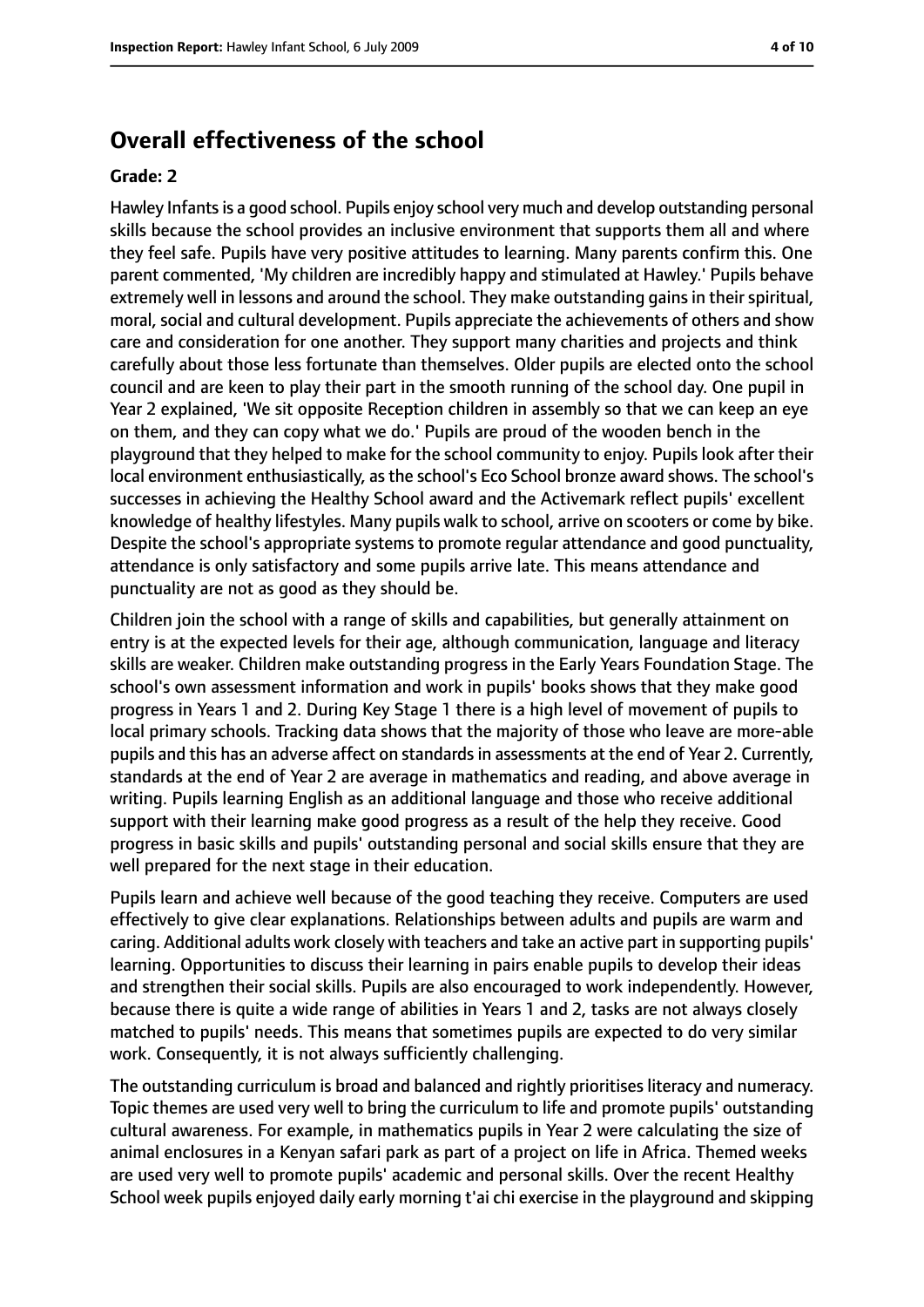## Overall effectiveness of the school

**Grade: 2**

Hawley Infants is a good school. Pupils enjoy school very much and develop outstanding personal skills because the school provides an inclusive environment that supports them all and where they feel safe. Pupils have very positive attitudes to learning. Many parents confirm this. One parent commented, 'My children are incredibly happy and stimulated at Hawley.' Pupils behave extremely well in lessons and around the school. They make outstanding gains in their spiritual, moral, social and cultural development. Pupils appreciate the achievements of others and show care and consideration for one another. They support many charities and projects and think carefully about those less fortunate than themselves. Older pupils are elected onto the school council and are keen to play their part in the smooth running of the school day. One pupil in Year 2 explained, 'We sit opposite Reception children in assembly so that we can keep an eye on them, and they can copy what we do.' Pupils are proud of the wooden bench in the playground that they helped to make for the school community to enjoy. Pupils look after their local environment enthusiastically, as the school's Eco School bronze award shows. The school's successes in achieving the Healthy School award and the Activemark reflect pupils' excellent knowledge of healthy lifestyles. Many pupils walk to school, arrive on scooters or come by bike. Despite the school's appropriate systems to promote regular attendance and good punctuality, attendance is only satisfactory and some pupils arrive late. This means attendance and punctuality are not as good as they should be.

Children join the school with a range of skills and capabilities, but generally attainment on entry is at the expected levels for their age, although communication, language and literacy skills are weaker. Children make outstanding progress in the Early Years Foundation Stage. The school's own assessment information and work in pupils' books shows that they make good progress in Years 1 and 2. During Key Stage 1 there is a high level of movement of pupils to local primary schools. Tracking data shows that the majority of those who leave are more-able pupils and this has an adverse affect on standards in assessments at the end of Year 2. Currently, standards at the end of Year 2 are average in mathematics and reading, and above average in writing. Pupils learning English as an additional language and those who receive additional support with their learning make good progress as a result of the help they receive. Good progress in basic skills and pupils' outstanding personal and social skills ensure that they are well prepared for the next stage in their education.

Pupils learn and achieve well because of the good teaching they receive. Computers are used effectively to give clear explanations. Relationships between adults and pupils are warm and caring. Additional adults work closely with teachers and take an active part in supporting pupils' learning. Opportunities to discuss their learning in pairs enable pupils to develop their ideas and strengthen their social skills. Pupils are also encouraged to work independently. However, because there is quite a wide range of abilities in Years 1 and 2, tasks are not always closely matched to pupils' needs. This means that sometimes pupils are expected to do very similar work. Consequently, it is not always sufficiently challenging.

The outstanding curriculum is broad and balanced and rightly prioritises literacy and numeracy. Topic themes are used very well to bring the curriculum to life and promote pupils' outstanding cultural awareness. For example, in mathematics pupils in Year 2 were calculating the size of animal enclosures in a Kenyan safari park as part of a project on life in Africa. Themed weeks are used very well to promote pupils' academic and personal skills. Over the recent Healthy School week pupils enjoyed daily early morning t'ai chi exercise in the playground and skipping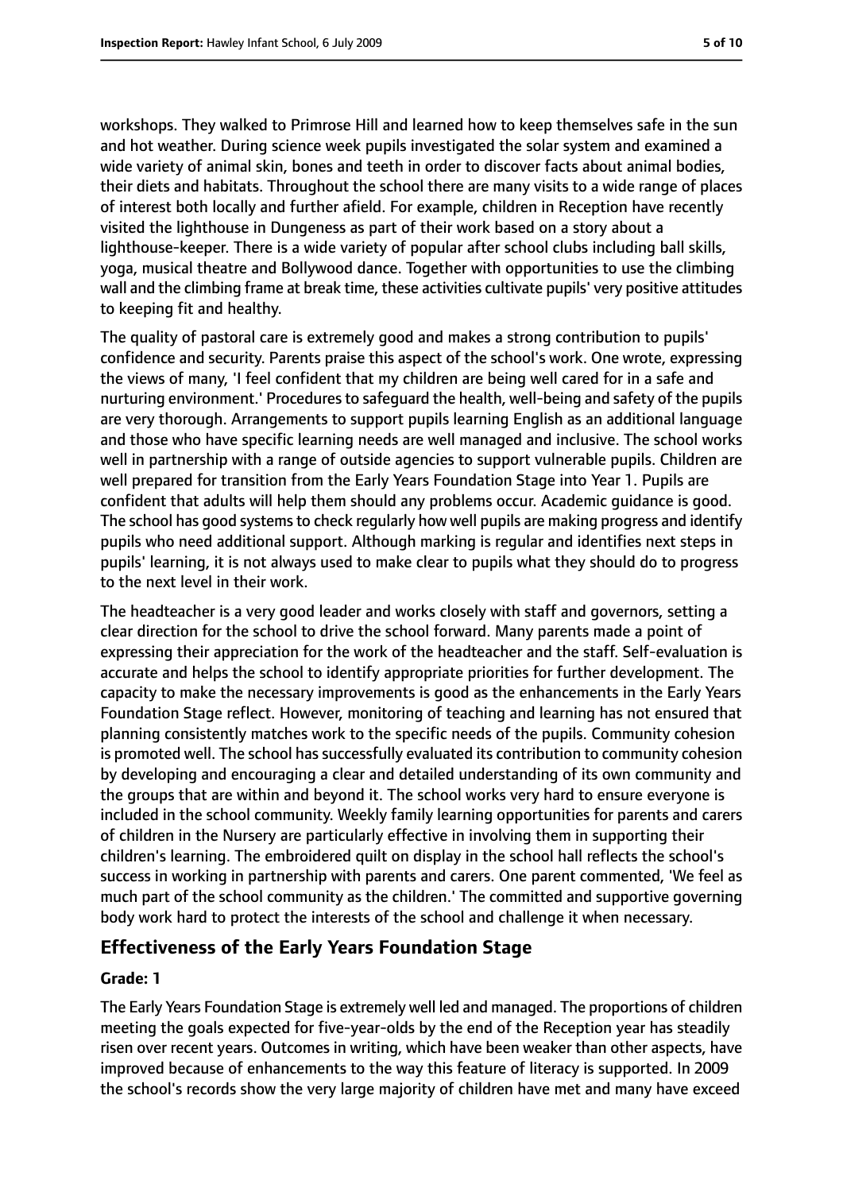workshops. They walked to Primrose Hill and learned how to keep themselves safe in the sun and hot weather. During science week pupils investigated the solar system and examined a wide variety of animal skin, bones and teeth in order to discover facts about animal bodies, their diets and habitats. Throughout the school there are many visits to a wide range of places of interest both locally and further afield. For example, children in Reception have recently visited the lighthouse in Dungeness as part of their work based on a story about a lighthouse-keeper. There is a wide variety of popular after school clubs including ball skills, yoga, musical theatre and Bollywood dance. Together with opportunities to use the climbing wall and the climbing frame at break time, these activities cultivate pupils' very positive attitudes to keeping fit and healthy.

The quality of pastoral care is extremely good and makes a strong contribution to pupils' confidence and security. Parents praise this aspect of the school's work. One wrote, expressing the views of many, 'I feel confident that my children are being well cared for in a safe and nurturing environment.' Procedures to safeguard the health, well-being and safety of the pupils are very thorough. Arrangements to support pupils learning English as an additional language and those who have specific learning needs are well managed and inclusive. The school works well in partnership with a range of outside agencies to support vulnerable pupils. Children are well prepared for transition from the Early Years Foundation Stage into Year 1. Pupils are confident that adults will help them should any problems occur. Academic guidance is good. The school has good systems to check regularly how well pupils are making progress and identify pupils who need additional support. Although marking is regular and identifies next steps in pupils' learning, it is not always used to make clear to pupils what they should do to progress to the next level in their work.

The headteacher is a very good leader and works closely with staff and governors, setting a clear direction for the school to drive the school forward. Many parents made a point of expressing their appreciation for the work of the headteacher and the staff. Self-evaluation is accurate and helps the school to identify appropriate priorities for further development. The capacity to make the necessary improvements is good as the enhancements in the Early Years Foundation Stage reflect. However, monitoring of teaching and learning has not ensured that planning consistently matches work to the specific needs of the pupils. Community cohesion is promoted well. The school has successfully evaluated its contribution to community cohesion by developing and encouraging a clear and detailed understanding of its own community and the groups that are within and beyond it. The school works very hard to ensure everyone is included in the school community. Weekly family learning opportunities for parents and carers of children in the Nursery are particularly effective in involving them in supporting their children's learning. The embroidered quilt on display in the school hall reflects the school's success in working in partnership with parents and carers. One parent commented, 'We feel as much part of the school community as the children.' The committed and supportive governing body work hard to protect the interests of the school and challenge it when necessary.

## Effectiveness of the Early Years Foundation Stage

**Grade: 1**

The Early Years Foundation Stage is extremely well led and managed. The proportions of children meeting the goals expected for five-year-olds by the end of the Reception year has steadily risen over recent years. Outcomes in writing, which have been weaker than other aspects, have improved because of enhancements to the way this feature of literacy is supported. In 2009 the school's records show the very large majority of children have met and many have exceed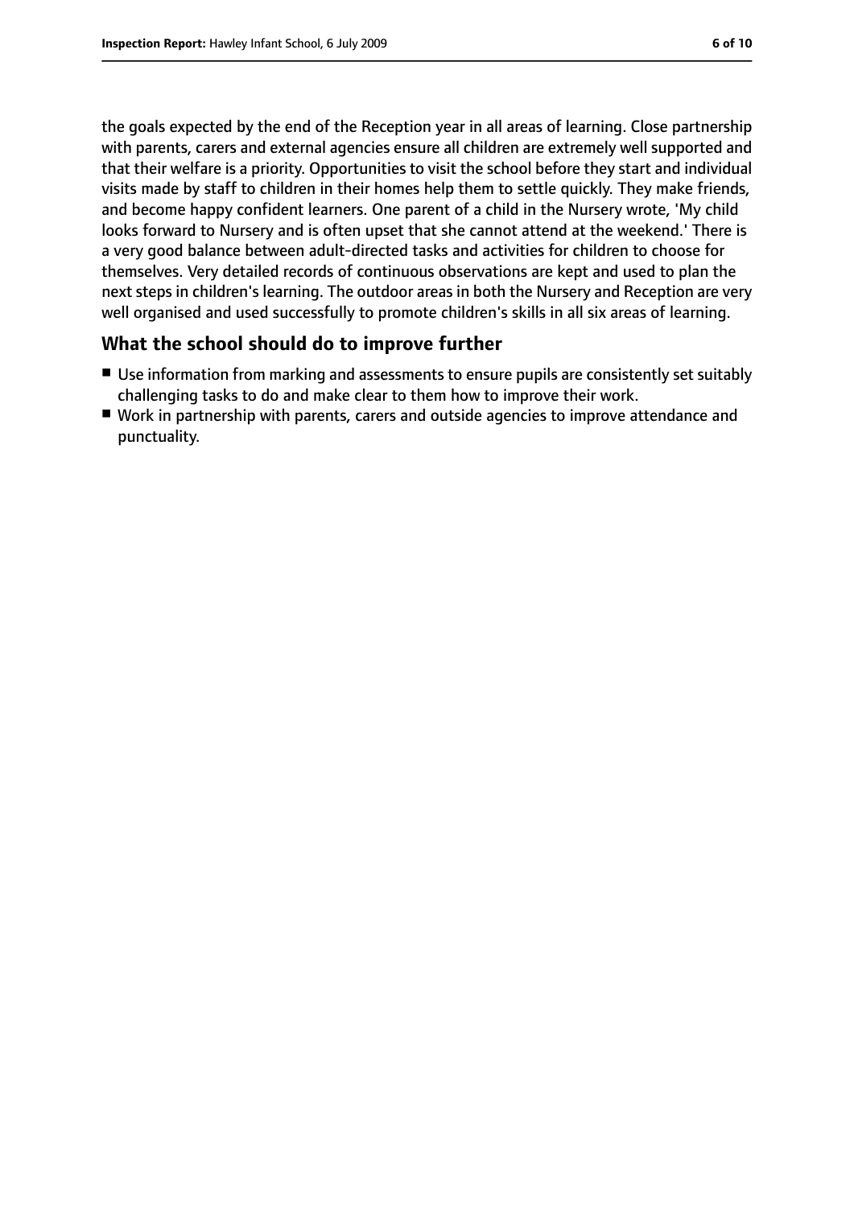the goals expected by the end of the Reception year in all areas of learning. Close partnership with parents, carers and external agencies ensure all children are extremely well supported and that their welfare is a priority. Opportunities to visit the school before they start and individual visits made by staff to children in their homes help them to settle quickly. They make friends, and become happy confident learners. One parent of a child in the Nursery wrote, 'My child looks forward to Nursery and is often upset that she cannot attend at the weekend.' There is a very good balance between adult-directed tasks and activities for children to choose for themselves. Very detailed records of continuous observations are kept and used to plan the next steps in children's learning. The outdoor areas in both the Nursery and Reception are very well organised and used successfully to promote children's skills in all six areas of learning.

## What the school should do to improve further

- Use information from marking and assessments to ensure pupils are consistently set suitably challenging tasks to do and make clear to them how to improve their work.
- Work in partnership with parents, carers and outside agencies to improve attendance and punctuality.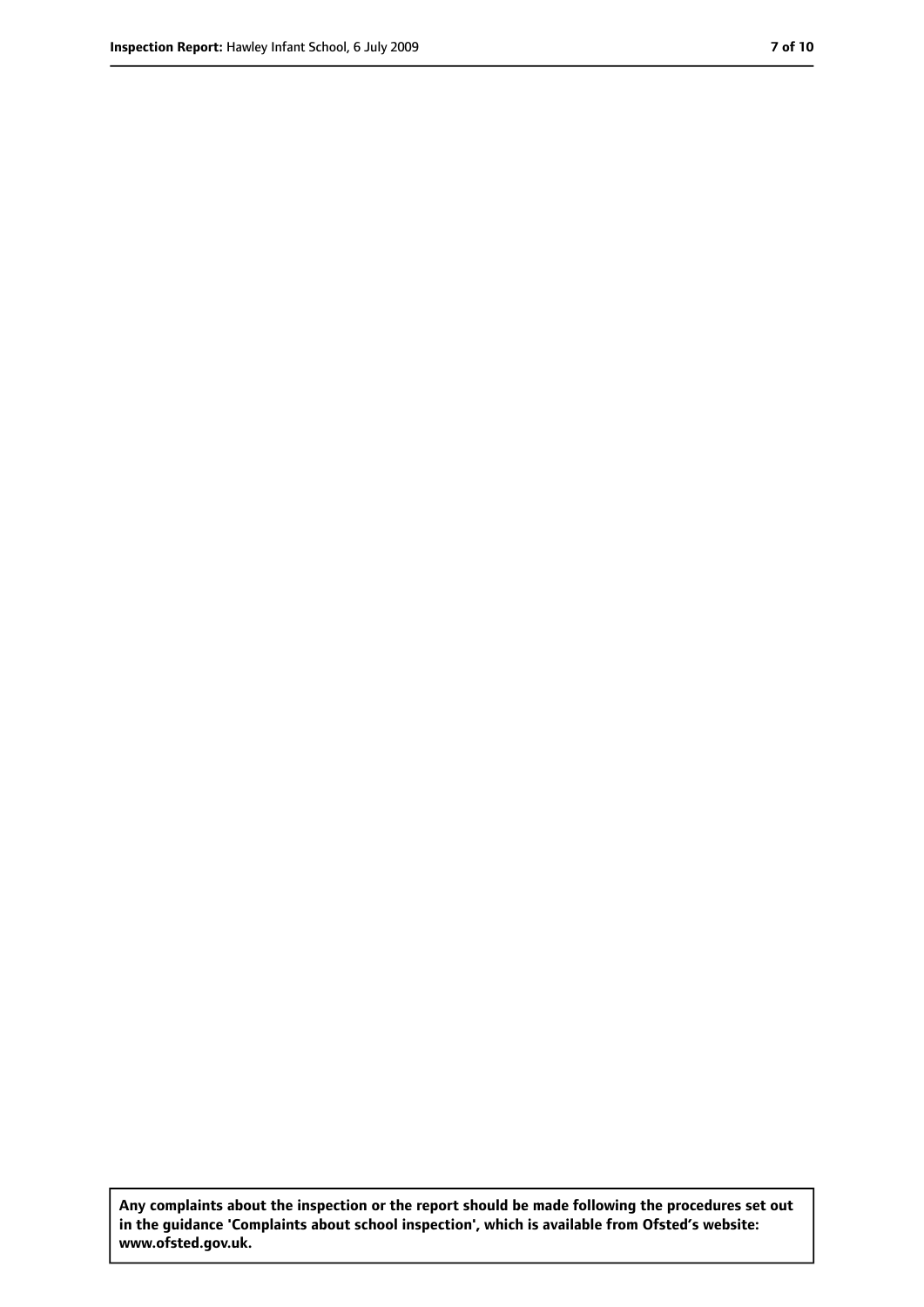**Any complaints about the inspection or the report should be made following the procedures set out in the guidance 'Complaints about school inspection', which is available from Ofsted's website: www.ofsted.gov.uk.**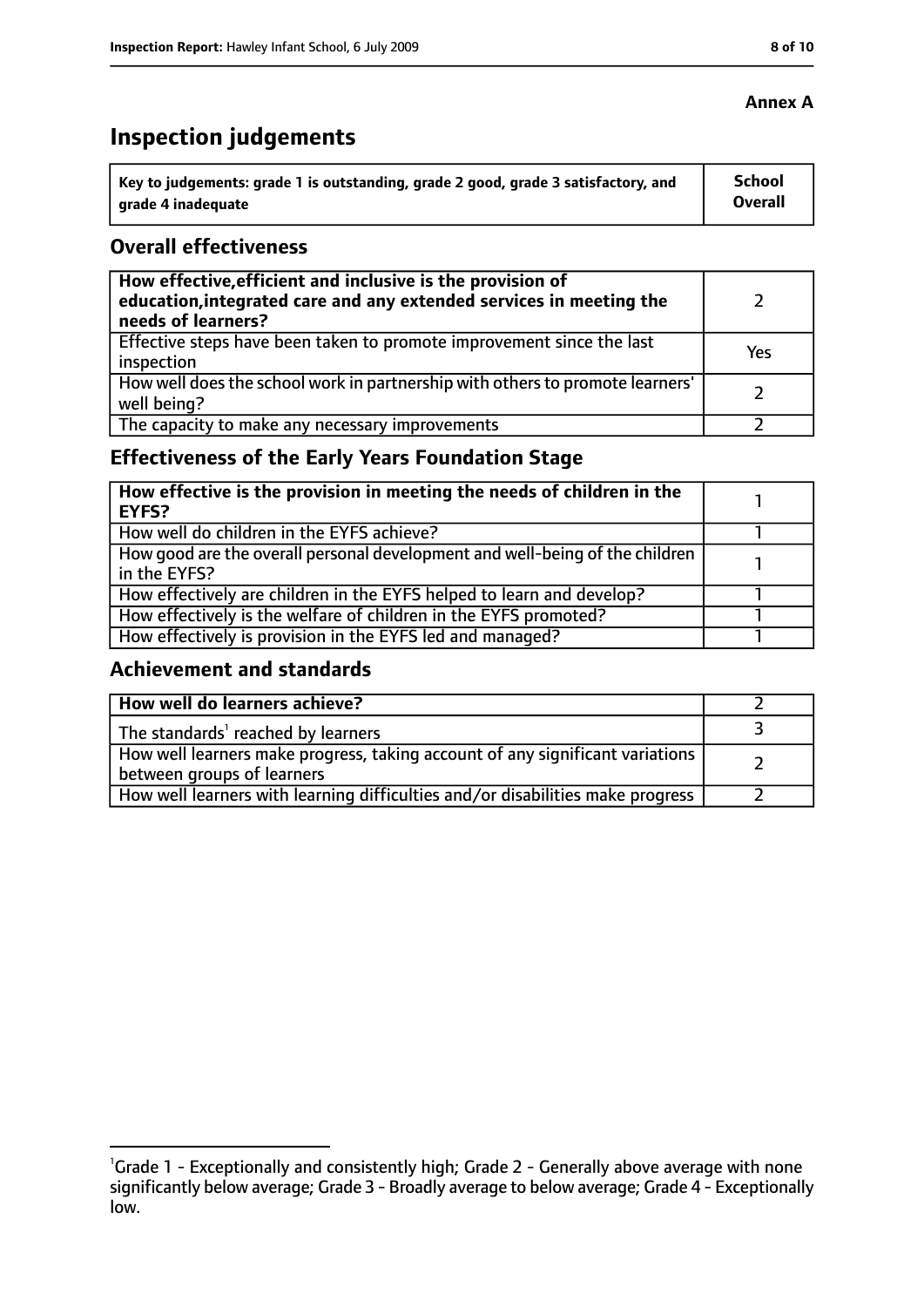**Annex A**

# Inspection judgements

| Key to judgements: grade 1 is outstanding, grade 2 good, grade 3 satisfactory, and grade 4 inadequate | School Overall |
|---|---|

## Overall effectiveness

| | |
|---|---|
| **How effective, efficient and inclusive is the provision of education, integrated care and any extended services in meeting the needs of learners?** | 2 |
| Effective steps have been taken to promote improvement since the last inspection | Yes |
| How well does the school work in partnership with others to promote learners' well being? | 2 |
| The capacity to make any necessary improvements | 2 |

## Effectiveness of the Early Years Foundation Stage

| | |
|---|---|
| **How effective is the provision in meeting the needs of children in the EYFS?** | 1 |
| How well do children in the EYFS achieve? | 1 |
| How good are the overall personal development and well-being of the children in the EYFS? | 1 |
| How effectively are children in the EYFS helped to learn and develop? | 1 |
| How effectively is the welfare of children in the EYFS promoted? | 1 |
| How effectively is provision in the EYFS led and managed? | 1 |

## Achievement and standards

| | |
|---|---|
| **How well do learners achieve?** | 2 |
| The standards[1] reached by learners | 3 |
| How well learners make progress, taking account of any significant variations between groups of learners | 2 |
| How well learners with learning difficulties and/or disabilities make progress | 2 |

[1]Grade 1 - Exceptionally and consistently high; Grade 2 - Generally above average with none significantly below average; Grade 3 - Broadly average to below average; Grade 4 - Exceptionally low.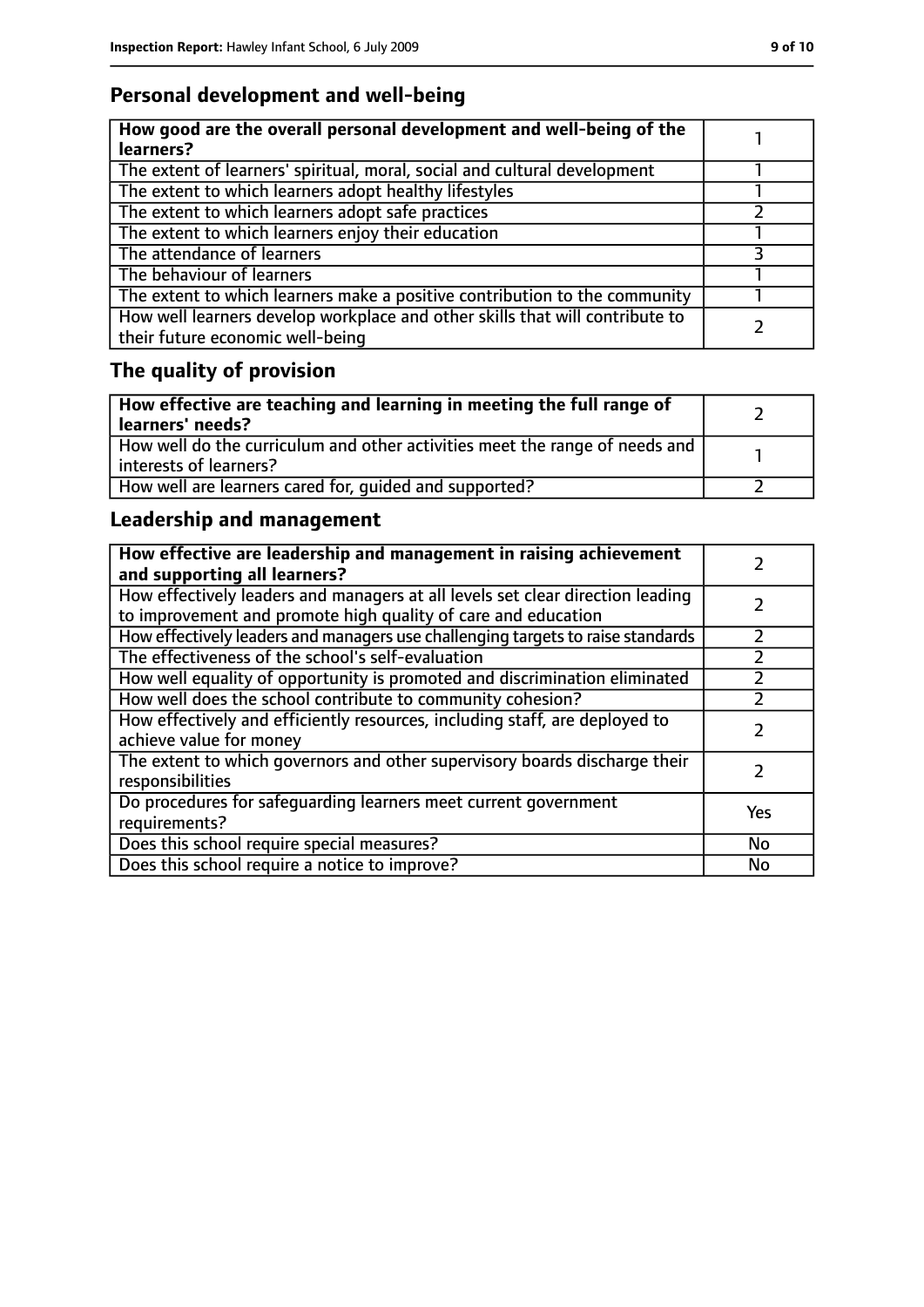## Personal development and well-being

| **How good are the overall personal development and well-being of the learners?** | 1 |
|---|---|
| The extent of learners' spiritual, moral, social and cultural development | 1 |
| The extent to which learners adopt healthy lifestyles | 1 |
| The extent to which learners adopt safe practices | 2 |
| The extent to which learners enjoy their education | 1 |
| The attendance of learners | 3 |
| The behaviour of learners | 1 |
| The extent to which learners make a positive contribution to the community | 1 |
| How well learners develop workplace and other skills that will contribute to their future economic well-being | 2 |

## The quality of provision

| **How effective are teaching and learning in meeting the full range of learners' needs?** | 2 |
|---|---|
| How well do the curriculum and other activities meet the range of needs and interests of learners? | 1 |
| How well are learners cared for, guided and supported? | 2 |

## Leadership and management

| **How effective are leadership and management in raising achievement and supporting all learners?** | 2 |
|---|---|
| How effectively leaders and managers at all levels set clear direction leading to improvement and promote high quality of care and education | 2 |
| How effectively leaders and managers use challenging targets to raise standards | 2 |
| The effectiveness of the school's self-evaluation | 2 |
| How well equality of opportunity is promoted and discrimination eliminated | 2 |
| How well does the school contribute to community cohesion? | 2 |
| How effectively and efficiently resources, including staff, are deployed to achieve value for money | 2 |
| The extent to which governors and other supervisory boards discharge their responsibilities | 2 |
| Do procedures for safeguarding learners meet current government requirements? | Yes |
| Does this school require special measures? | No |
| Does this school require a notice to improve? | No |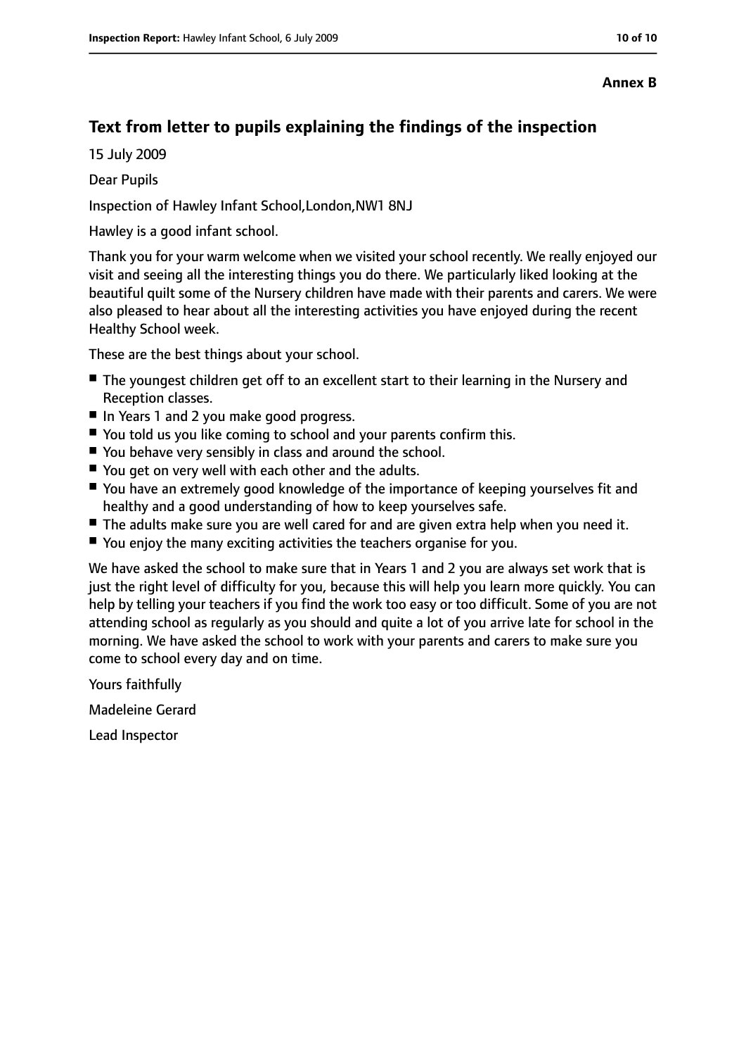**Annex B**

## Text from letter to pupils explaining the findings of the inspection

15 July 2009

Dear Pupils

Inspection of Hawley Infant School,London,NW1 8NJ

Hawley is a good infant school.

Thank you for your warm welcome when we visited your school recently. We really enjoyed our visit and seeing all the interesting things you do there. We particularly liked looking at the beautiful quilt some of the Nursery children have made with their parents and carers. We were also pleased to hear about all the interesting activities you have enjoyed during the recent Healthy School week.

These are the best things about your school.

- The youngest children get off to an excellent start to their learning in the Nursery and Reception classes.
- In Years 1 and 2 you make good progress.
- You told us you like coming to school and your parents confirm this.
- You behave very sensibly in class and around the school.
- You get on very well with each other and the adults.
- You have an extremely good knowledge of the importance of keeping yourselves fit and healthy and a good understanding of how to keep yourselves safe.
- The adults make sure you are well cared for and are given extra help when you need it.
- You enjoy the many exciting activities the teachers organise for you.

We have asked the school to make sure that in Years 1 and 2 you are always set work that is just the right level of difficulty for you, because this will help you learn more quickly. You can help by telling your teachers if you find the work too easy or too difficult. Some of you are not attending school as regularly as you should and quite a lot of you arrive late for school in the morning. We have asked the school to work with your parents and carers to make sure you come to school every day and on time.

Yours faithfully

Madeleine Gerard

Lead Inspector